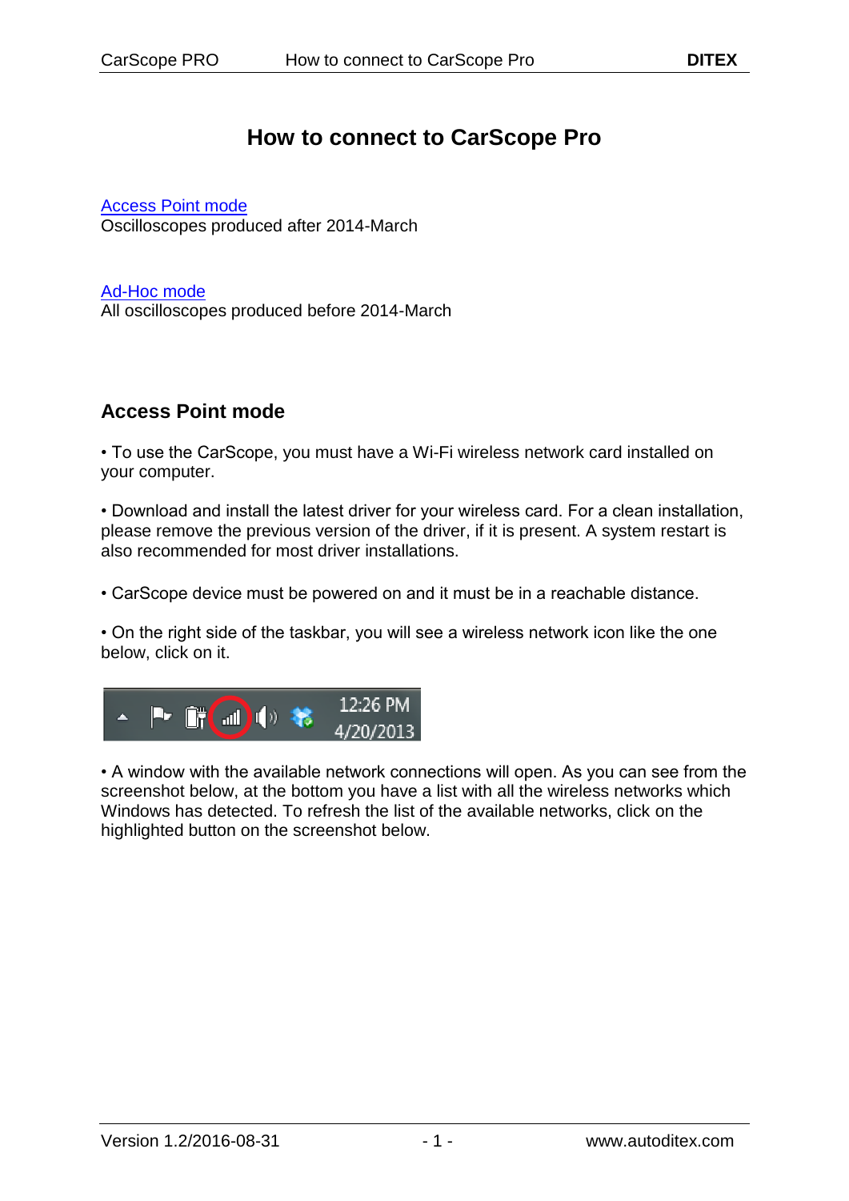# How to connect to CarScope Pro

[Access Point mode](#access-point-mode)
Oscilloscopes produced after 2014-March

[Ad-Hoc mode](#ad-hoc-mode)
All oscilloscopes produced before 2014-March

## Access Point mode

• To use the CarScope, you must have a Wi-Fi wireless network card installed on your computer.

• Download and install the latest driver for your wireless card. For a clean installation, please remove the previous version of the driver, if it is present. A system restart is also recommended for most driver installations.

• CarScope device must be powered on and it must be in a reachable distance.

• On the right side of the taskbar, you will see a wireless network icon like the one below, click on it.

12:26 PM
4/20/2013

• A window with the available network connections will open. As you can see from the screenshot below, at the bottom you have a list with all the wireless networks which Windows has detected. To refresh the list of the available networks, click on the highlighted button on the screenshot below.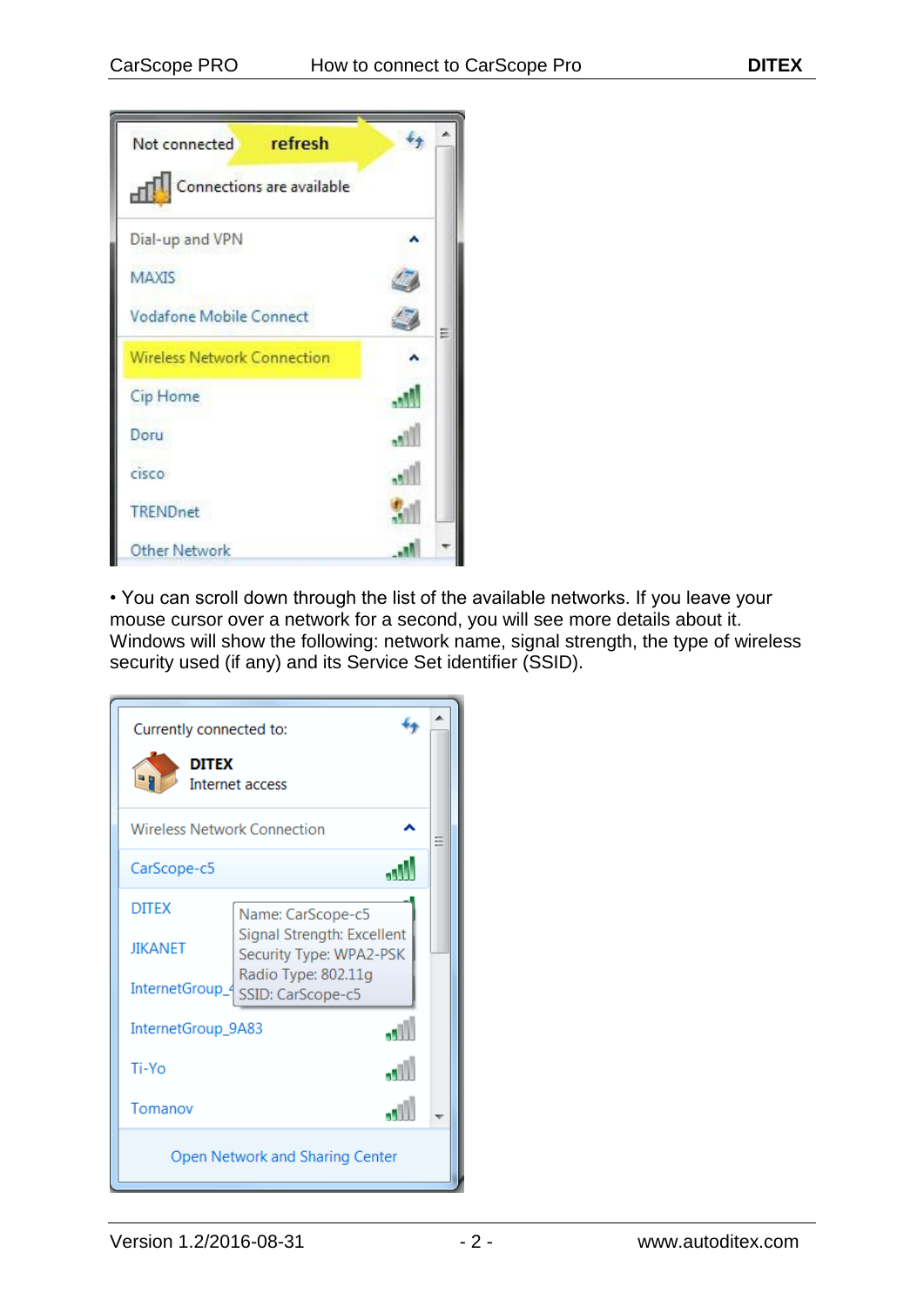• You can scroll down through the list of the available networks. If you leave your mouse cursor over a network for a second, you will see more details about it. Windows will show the following: network name, signal strength, the type of wireless security used (if any) and its Service Set identifier (SSID).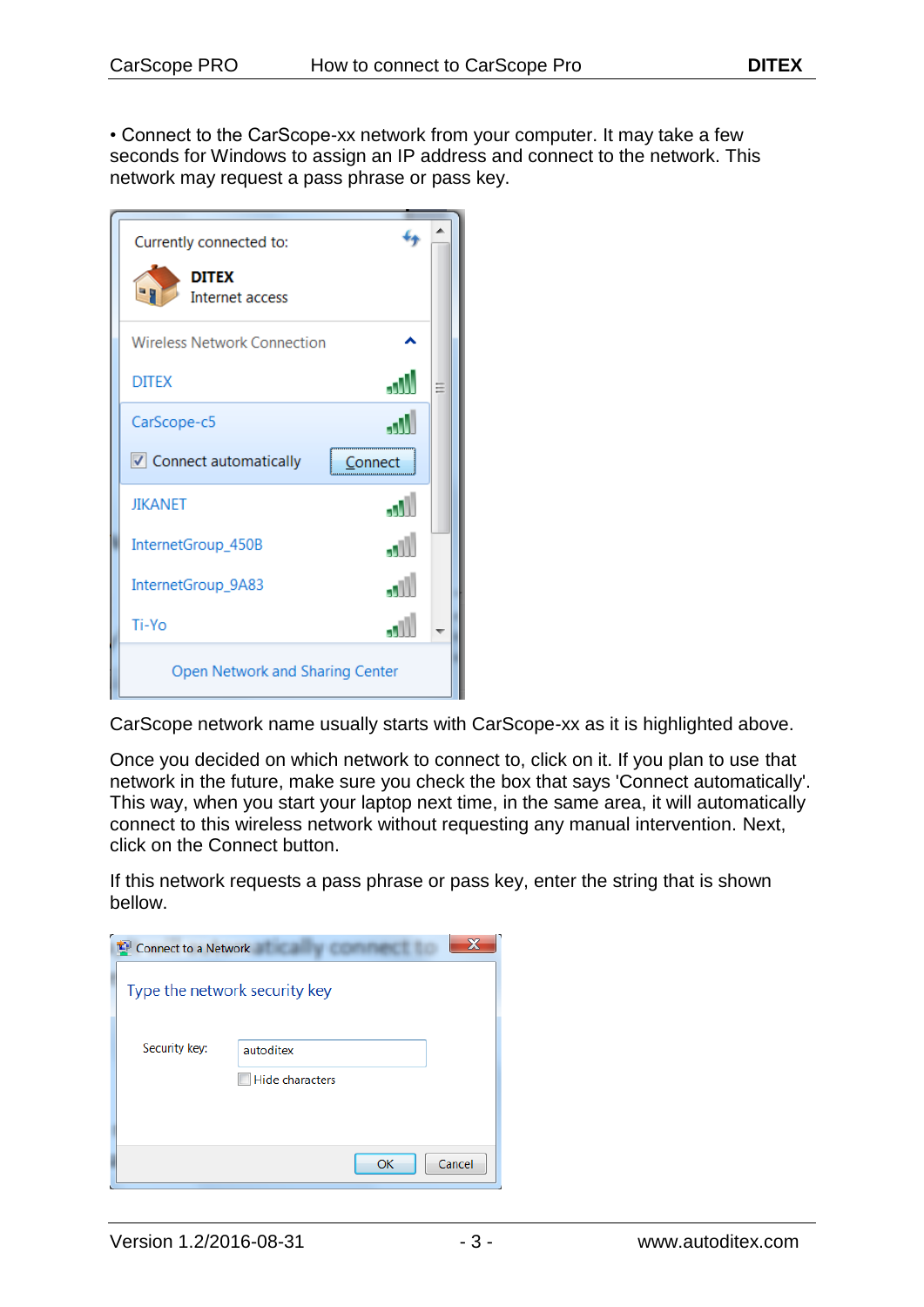• Connect to the CarScope-xx network from your computer. It may take a few seconds for Windows to assign an IP address and connect to the network. This network may request a pass phrase or pass key.

CarScope network name usually starts with CarScope-xx as it is highlighted above.

Once you decided on which network to connect to, click on it. If you plan to use that network in the future, make sure you check the box that says 'Connect automatically'. This way, when you start your laptop next time, in the same area, it will automatically connect to this wireless network without requesting any manual intervention. Next, click on the Connect button.

If this network requests a pass phrase or pass key, enter the string that is shown bellow.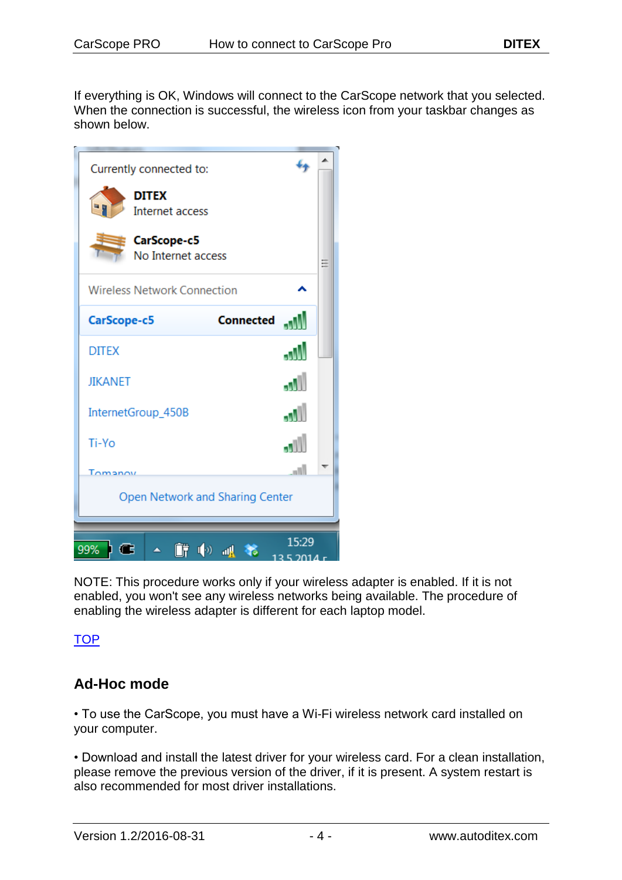If everything is OK, Windows will connect to the CarScope network that you selected. When the connection is successful, the wireless icon from your taskbar changes as shown below.

NOTE: This procedure works only if your wireless adapter is enabled. If it is not enabled, you won't see any wireless networks being available. The procedure of enabling the wireless adapter is different for each laptop model.

TOP

## Ad-Hoc mode

• To use the CarScope, you must have a Wi-Fi wireless network card installed on your computer.

• Download and install the latest driver for your wireless card. For a clean installation, please remove the previous version of the driver, if it is present. A system restart is also recommended for most driver installations.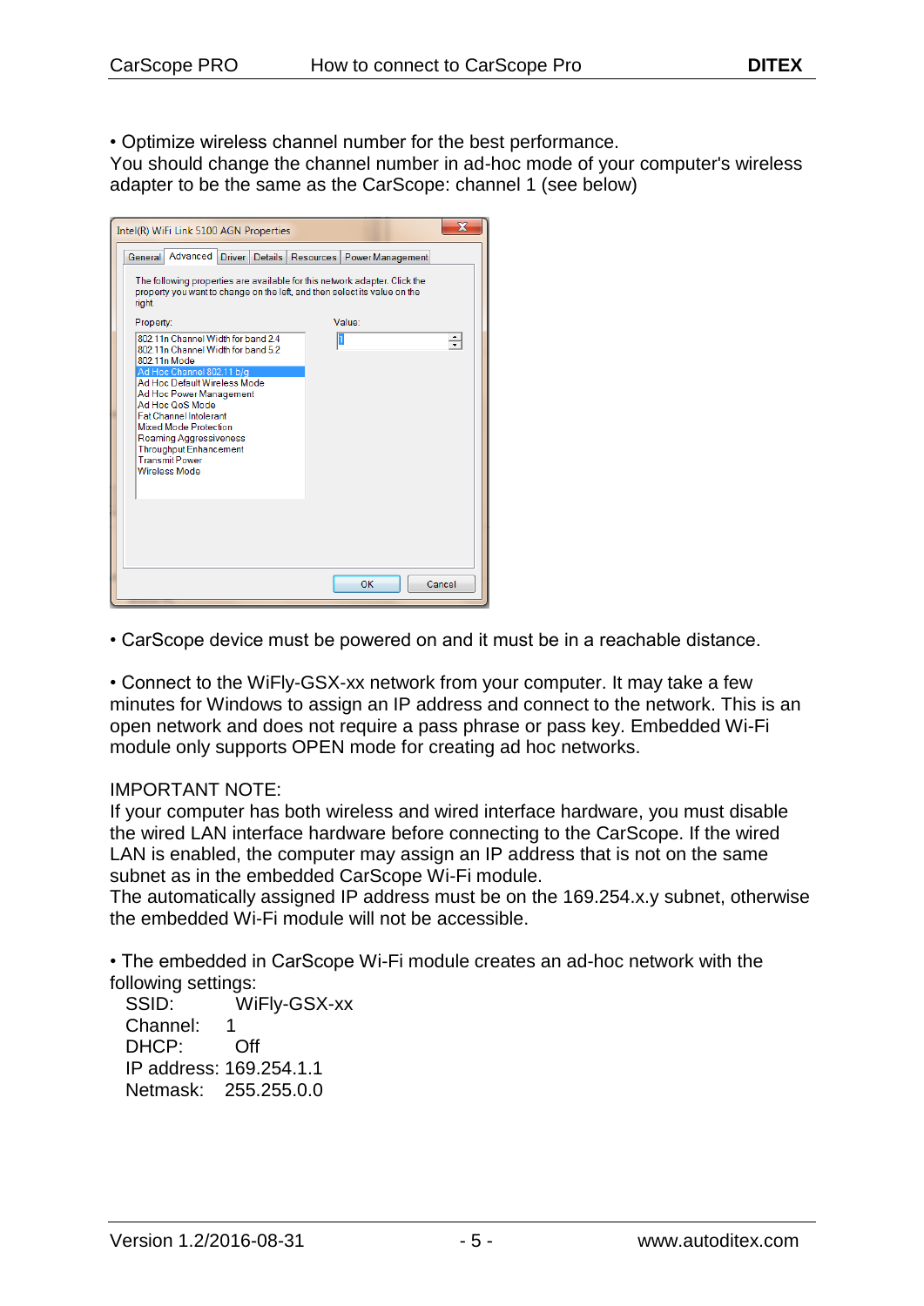• Optimize wireless channel number for the best performance.
You should change the channel number in ad-hoc mode of your computer's wireless adapter to be the same as the CarScope: channel 1 (see below)

• CarScope device must be powered on and it must be in a reachable distance.

• Connect to the WiFly-GSX-xx network from your computer. It may take a few minutes for Windows to assign an IP address and connect to the network. This is an open network and does not require a pass phrase or pass key. Embedded Wi-Fi module only supports OPEN mode for creating ad hoc networks.

IMPORTANT NOTE:
If your computer has both wireless and wired interface hardware, you must disable the wired LAN interface hardware before connecting to the CarScope. If the wired LAN is enabled, the computer may assign an IP address that is not on the same subnet as in the embedded CarScope Wi-Fi module.
The automatically assigned IP address must be on the 169.254.x.y subnet, otherwise the embedded Wi-Fi module will not be accessible.

• The embedded in CarScope Wi-Fi module creates an ad-hoc network with the following settings:

SSID: WiFly-GSX-xx
Channel: 1
DHCP: Off
IP address: 169.254.1.1
Netmask: 255.255.0.0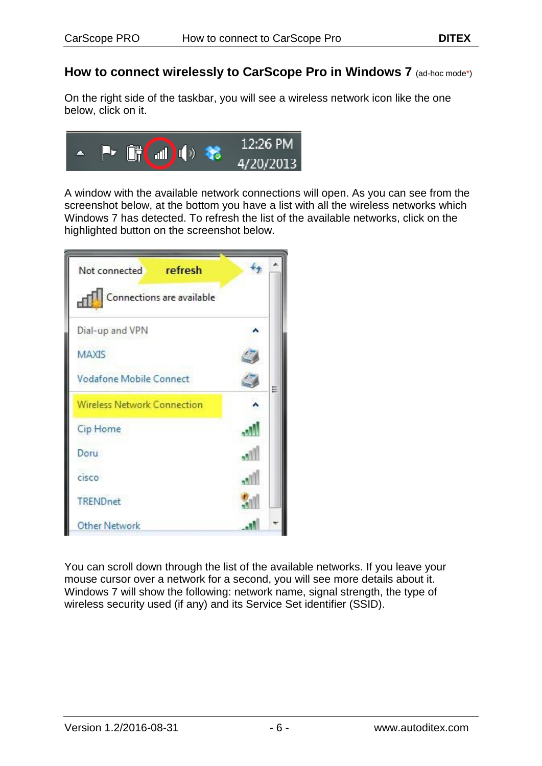## How to connect wirelessly to CarScope Pro in Windows 7 (ad-hoc mode*)

On the right side of the taskbar, you will see a wireless network icon like the one below, click on it.

A window with the available network connections will open. As you can see from the screenshot below, at the bottom you have a list with all the wireless networks which Windows 7 has detected. To refresh the list of the available networks, click on the highlighted button on the screenshot below.

You can scroll down through the list of the available networks. If you leave your mouse cursor over a network for a second, you will see more details about it. Windows 7 will show the following: network name, signal strength, the type of wireless security used (if any) and its Service Set identifier (SSID).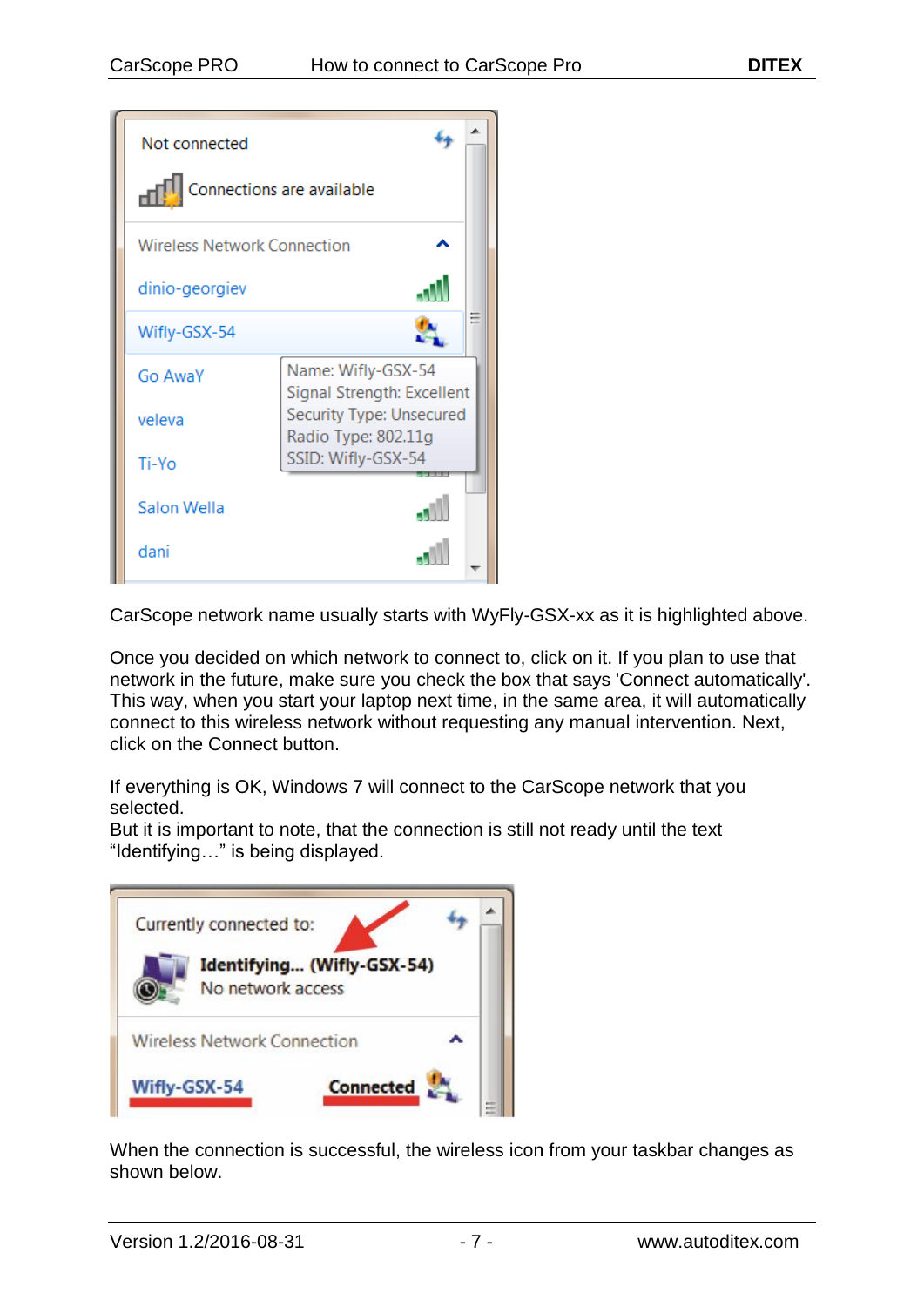CarScope network name usually starts with WyFly-GSX-xx as it is highlighted above.

Once you decided on which network to connect to, click on it. If you plan to use that network in the future, make sure you check the box that says 'Connect automatically'. This way, when you start your laptop next time, in the same area, it will automatically connect to this wireless network without requesting any manual intervention. Next, click on the Connect button.

If everything is OK, Windows 7 will connect to the CarScope network that you selected.
But it is important to note, that the connection is still not ready until the text "Identifying…" is being displayed.

When the connection is successful, the wireless icon from your taskbar changes as shown below.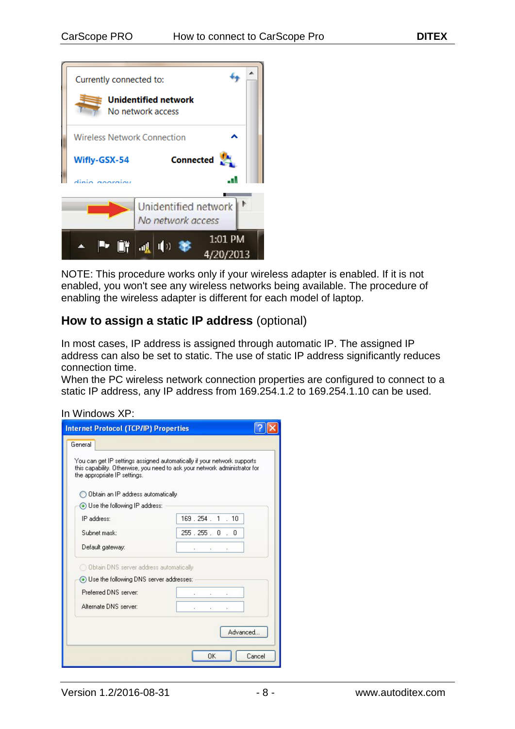NOTE: This procedure works only if your wireless adapter is enabled. If it is not enabled, you won't see any wireless networks being available. The procedure of enabling the wireless adapter is different for each model of laptop.

## How to assign a static IP address (optional)

In most cases, IP address is assigned through automatic IP. The assigned IP address can also be set to static. The use of static IP address significantly reduces connection time.
When the PC wireless network connection properties are configured to connect to a static IP address, any IP address from 169.254.1.2 to 169.254.1.10 can be used.

In Windows XP: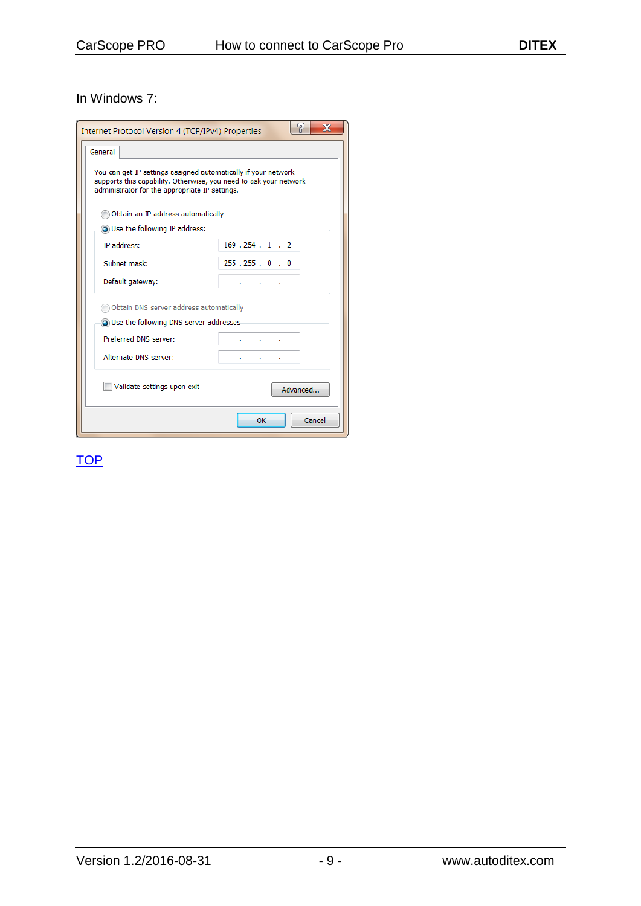In Windows 7:

Internet Protocol Version 4 (TCP/IPv4) Properties

General

You can get IP settings assigned automatically if your network supports this capability. Otherwise, you need to ask your network administrator for the appropriate IP settings.

Obtain an IP address automatically

Use the following IP address:

IP address: 169 . 254 . 1 . 2

Subnet mask: 255 . 255 . 0 . 0

Default gateway: . . .

Obtain DNS server address automatically

Use the following DNS server addresses

Preferred DNS server: . . .

Alternate DNS server: . . .

Validate settings upon exit

Advanced...

OK

Cancel

TOP